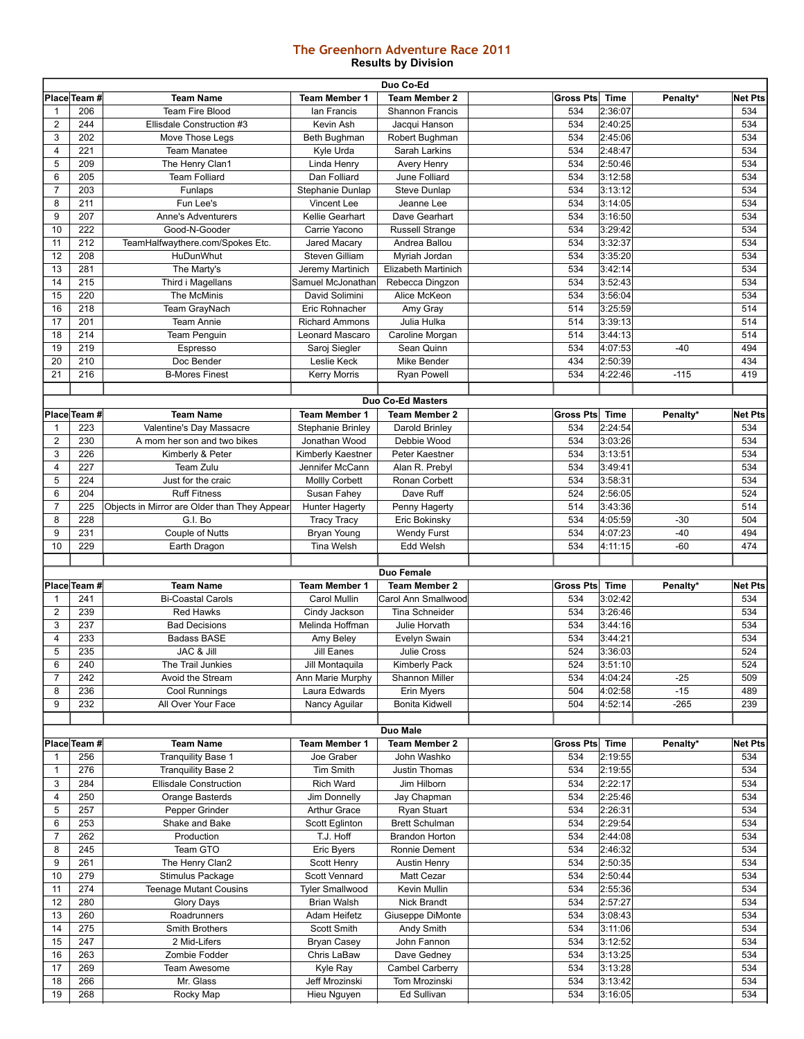# The Greenhorn Adventure Race 2011

**Results by Division**

**Duo Co-Ed**

| Place | Team # | Team Name | Team Member 1 | Team Member 2 | | Gross Pts | Time | Penalty* | Net Pts |
|---|---|---|---|---|---|---|---|---|---|
| 1 | 206 | Team Fire Blood | Ian Francis | Shannon Francis | | 534 | 2:36:07 | | 534 |
| 2 | 244 | Ellisdale Construction #3 | Kevin Ash | Jacqui Hanson | | 534 | 2:40:25 | | 534 |
| 3 | 202 | Move Those Legs | Beth Bughman | Robert Bughman | | 534 | 2:45:06 | | 534 |
| 4 | 221 | Team Manatee | Kyle Urda | Sarah Larkins | | 534 | 2:48:47 | | 534 |
| 5 | 209 | The Henry Clan1 | Linda Henry | Avery Henry | | 534 | 2:50:46 | | 534 |
| 6 | 205 | Team Folliard | Dan Folliard | June Folliard | | 534 | 3:12:58 | | 534 |
| 7 | 203 | Funlaps | Stephanie Dunlap | Steve Dunlap | | 534 | 3:13:12 | | 534 |
| 8 | 211 | Fun Lee's | Vincent Lee | Jeanne Lee | | 534 | 3:14:05 | | 534 |
| 9 | 207 | Anne's Adventurers | Kellie Gearhart | Dave Gearhart | | 534 | 3:16:50 | | 534 |
| 10 | 222 | Good-N-Gooder | Carrie Yacono | Russell Strange | | 534 | 3:29:42 | | 534 |
| 11 | 212 | TeamHalfwaythere.com/Spokes Etc. | Jared Macary | Andrea Ballou | | 534 | 3:32:37 | | 534 |
| 12 | 208 | HuDunWhut | Steven Gilliam | Myriah Jordan | | 534 | 3:35:20 | | 534 |
| 13 | 281 | The Marty's | Jeremy Martinich | Elizabeth Martinich | | 534 | 3:42:14 | | 534 |
| 14 | 215 | Third i Magellans | Samuel McJonathan | Rebecca Dingzon | | 534 | 3:52:43 | | 534 |
| 15 | 220 | The McMinis | David Solimini | Alice McKeon | | 534 | 3:56:04 | | 534 |
| 16 | 218 | Team GrayNach | Eric Rohnacher | Amy Gray | | 514 | 3:25:59 | | 514 |
| 17 | 201 | Team Annie | Richard Ammons | Julia Hulka | | 514 | 3:39:13 | | 514 |
| 18 | 214 | Team Penguin | Leonard Mascaro | Caroline Morgan | | 514 | 3:44:13 | | 514 |
| 19 | 219 | Espresso | Saroj Siegler | Sean Quinn | | 534 | 4:07:53 | -40 | 494 |
| 20 | 210 | Doc Bender | Leslie Keck | Mike Bender | | 434 | 2:50:39 | | 434 |
| 21 | 216 | B-Mores Finest | Kerry Morris | Ryan Powell | | 534 | 4:22:46 | -115 | 419 |

**Duo Co-Ed Masters**

| Place | Team # | Team Name | Team Member 1 | Team Member 2 | | Gross Pts | Time | Penalty* | Net Pts |
|---|---|---|---|---|---|---|---|---|---|
| 1 | 223 | Valentine's Day Massacre | Stephanie Brinley | Darold Brinley | | 534 | 2:24:54 | | 534 |
| 2 | 230 | A mom her son and two bikes | Jonathan Wood | Debbie Wood | | 534 | 3:03:26 | | 534 |
| 3 | 226 | Kimberly & Peter | Kimberly Kaestner | Peter Kaestner | | 534 | 3:13:51 | | 534 |
| 4 | 227 | Team Zulu | Jennifer McCann | Alan R. Prebyl | | 534 | 3:49:41 | | 534 |
| 5 | 224 | Just for the craic | Mollly Corbett | Ronan Corbett | | 534 | 3:58:31 | | 534 |
| 6 | 204 | Ruff Fitness | Susan Fahey | Dave Ruff | | 524 | 2:56:05 | | 524 |
| 7 | 225 | Objects in Mirror are Older than They Appear | Hunter Hagerty | Penny Hagerty | | 514 | 3:43:36 | | 514 |
| 8 | 228 | G.I. Bo | Tracy Tracy | Eric Bokinsky | | 534 | 4:05:59 | -30 | 504 |
| 9 | 231 | Couple of Nutts | Bryan Young | Wendy Furst | | 534 | 4:07:23 | -40 | 494 |
| 10 | 229 | Earth Dragon | Tina Welsh | Edd Welsh | | 534 | 4:11:15 | -60 | 474 |

**Duo Female**

| Place | Team # | Team Name | Team Member 1 | Team Member 2 | | Gross Pts | Time | Penalty* | Net Pts |
|---|---|---|---|---|---|---|---|---|---|
| 1 | 241 | Bi-Coastal Carols | Carol Mullin | Carol Ann Smallwood | | 534 | 3:02:42 | | 534 |
| 2 | 239 | Red Hawks | Cindy Jackson | Tina Schneider | | 534 | 3:26:46 | | 534 |
| 3 | 237 | Bad Decisions | Melinda Hoffman | Julie Horvath | | 534 | 3:44:16 | | 534 |
| 4 | 233 | Badass BASE | Amy Beley | Evelyn Swain | | 534 | 3:44:21 | | 534 |
| 5 | 235 | JAC & Jill | Jill Eanes | Julie Cross | | 524 | 3:36:03 | | 524 |
| 6 | 240 | The Trail Junkies | Jill Montaquila | Kimberly Pack | | 524 | 3:51:10 | | 524 |
| 7 | 242 | Avoid the Stream | Ann Marie Murphy | Shannon Miller | | 534 | 4:04:24 | -25 | 509 |
| 8 | 236 | Cool Runnings | Laura Edwards | Erin Myers | | 504 | 4:02:58 | -15 | 489 |
| 9 | 232 | All Over Your Face | Nancy Aguilar | Bonita Kidwell | | 504 | 4:52:14 | -265 | 239 |

**Duo Male**

| Place | Team # | Team Name | Team Member 1 | Team Member 2 | | Gross Pts | Time | Penalty* | Net Pts |
|---|---|---|---|---|---|---|---|---|---|
| 1 | 256 | Tranquility Base 1 | Joe Graber | John Washko | | 534 | 2:19:55 | | 534 |
| 1 | 276 | Tranquility Base 2 | Tim Smith | Justin Thomas | | 534 | 2:19:55 | | 534 |
| 3 | 284 | Ellisdale Construction | Rich Ward | Jim Hilborn | | 534 | 2:22:17 | | 534 |
| 4 | 250 | Orange Basterds | Jim Donnelly | Jay Chapman | | 534 | 2:25:46 | | 534 |
| 5 | 257 | Pepper Grinder | Arthur Grace | Ryan Stuart | | 534 | 2:26:31 | | 534 |
| 6 | 253 | Shake and Bake | Scott Eglinton | Brett Schulman | | 534 | 2:29:54 | | 534 |
| 7 | 262 | Production | T.J. Hoff | Brandon Horton | | 534 | 2:44:08 | | 534 |
| 8 | 245 | Team GTO | Eric Byers | Ronnie Dement | | 534 | 2:46:32 | | 534 |
| 9 | 261 | The Henry Clan2 | Scott Henry | Austin Henry | | 534 | 2:50:35 | | 534 |
| 10 | 279 | Stimulus Package | Scott Vennard | Matt Cezar | | 534 | 2:50:44 | | 534 |
| 11 | 274 | Teenage Mutant Cousins | Tyler Smallwood | Kevin Mullin | | 534 | 2:55:36 | | 534 |
| 12 | 280 | Glory Days | Brian Walsh | Nick Brandt | | 534 | 2:57:27 | | 534 |
| 13 | 260 | Roadrunners | Adam Heifetz | Giuseppe DiMonte | | 534 | 3:08:43 | | 534 |
| 14 | 275 | Smith Brothers | Scott Smith | Andy Smith | | 534 | 3:11:06 | | 534 |
| 15 | 247 | 2 Mid-Lifers | Bryan Casey | John Fannon | | 534 | 3:12:52 | | 534 |
| 16 | 263 | Zombie Fodder | Chris LaBaw | Dave Gedney | | 534 | 3:13:25 | | 534 |
| 17 | 269 | Team Awesome | Kyle Ray | Cambel Carberry | | 534 | 3:13:28 | | 534 |
| 18 | 266 | Mr. Glass | Jeff Mrozinski | Tom Mrozinski | | 534 | 3:13:42 | | 534 |
| 19 | 268 | Rocky Map | Hieu Nguyen | Ed Sullivan | | 534 | 3:16:05 | | 534 |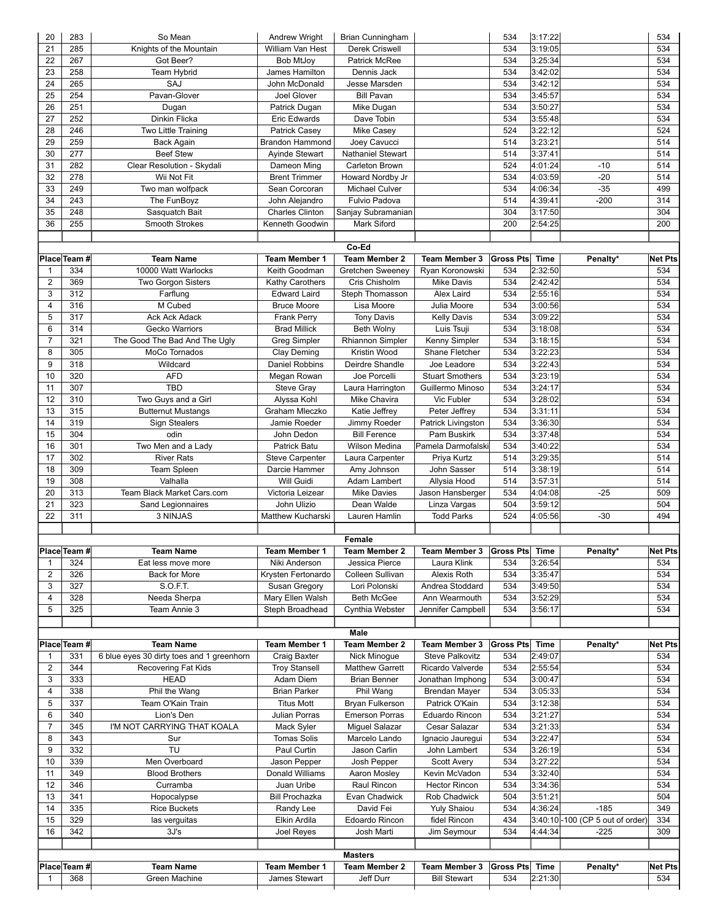| Place | Team # | Team Name | Team Member 1 | Team Member 2 | Team Member 3 | Gross Pts | Time | Penalty* | Net Pts |
|---|---|---|---|---|---|---|---|---|---|
| 20 | 283 | So Mean | Andrew Wright | Brian Cunningham | | 534 | 3:17:22 | | 534 |
| 21 | 285 | Knights of the Mountain | William Van Hest | Derek Criswell | | 534 | 3:19:05 | | 534 |
| 22 | 267 | Got Beer? | Bob MtJoy | Patrick McRee | | 534 | 3:25:34 | | 534 |
| 23 | 258 | Team Hybrid | James Hamilton | Dennis Jack | | 534 | 3:42:02 | | 534 |
| 24 | 265 | SAJ | John McDonald | Jesse Marsden | | 534 | 3:42:12 | | 534 |
| 25 | 254 | Pavan-Glover | Joel Glover | Bill Pavan | | 534 | 3:45:57 | | 534 |
| 26 | 251 | Dugan | Patrick Dugan | Mike Dugan | | 534 | 3:50:27 | | 534 |
| 27 | 252 | Dinkin Flicka | Eric Edwards | Dave Tobin | | 534 | 3:55:48 | | 534 |
| 28 | 246 | Two Little Training | Patrick Casey | Mike Casey | | 524 | 3:22:12 | | 524 |
| 29 | 259 | Back Again | Brandon Hammond | Joey Cavucci | | 514 | 3:23:21 | | 514 |
| 30 | 277 | Beef Stew | Ayinde Stewart | Nathaniel Stewart | | 514 | 3:37:41 | | 514 |
| 31 | 282 | Clear Resolution - Skydali | Dameon Ming | Carleton Brown | | 524 | 4:01:24 | -10 | 514 |
| 32 | 278 | Wii Not Fit | Brent Trimmer | Howard Nordby Jr | | 534 | 4:03:59 | -20 | 514 |
| 33 | 249 | Two man wolfpack | Sean Corcoran | Michael Culver | | 534 | 4:06:34 | -35 | 499 |
| 34 | 243 | The FunBoyz | John Alejandro | Fulvio Padova | | 514 | 4:39:41 | -200 | 314 |
| 35 | 248 | Sasquatch Bait | Charles Clinton | Sanjay Subramanian | | 304 | 3:17:50 | | 304 |
| 36 | 255 | Smooth Strokes | Kenneth Goodwin | Mark Siford | | 200 | 2:54:25 | | 200 |

**Co-Ed**

| Place | Team # | Team Name | Team Member 1 | Team Member 2 | Team Member 3 | Gross Pts | Time | Penalty* | Net Pts |
|---|---|---|---|---|---|---|---|---|---|
| 1 | 334 | 10000 Watt Warlocks | Keith Goodman | Gretchen Sweeney | Ryan Koronowski | 534 | 2:32:50 | | 534 |
| 2 | 369 | Two Gorgon Sisters | Kathy Carothers | Cris Chisholm | Mike Davis | 534 | 2:42:42 | | 534 |
| 3 | 312 | Farflung | Edward Laird | Steph Thomasson | Alex Laird | 534 | 2:55:16 | | 534 |
| 4 | 316 | M Cubed | Bruce Moore | Lisa Moore | Julia Moore | 534 | 3:00:56 | | 534 |
| 5 | 317 | Ack Ack Adack | Frank Perry | Tony Davis | Kelly Davis | 534 | 3:09:22 | | 534 |
| 6 | 314 | Gecko Warriors | Brad Millick | Beth Wolny | Luis Tsuji | 534 | 3:18:08 | | 534 |
| 7 | 321 | The Good The Bad And The Ugly | Greg Simpler | Rhiannon Simpler | Kenny Simpler | 534 | 3:18:15 | | 534 |
| 8 | 305 | MoCo Tornados | Clay Deming | Kristin Wood | Shane Fletcher | 534 | 3:22:23 | | 534 |
| 9 | 318 | Wildcard | Daniel Robbins | Deirdre Shandle | Joe Leadore | 534 | 3:22:43 | | 534 |
| 10 | 320 | AFD | Megan Rowan | Joe Porcelli | Stuart Smothers | 534 | 3:23:19 | | 534 |
| 11 | 307 | TBD | Steve Gray | Laura Harrington | Guillermo Minoso | 534 | 3:24:17 | | 534 |
| 12 | 310 | Two Guys and a Girl | Alyssa Kohl | Mike Chavira | Vic Fubler | 534 | 3:28:02 | | 534 |
| 13 | 315 | Butternut Mustangs | Graham Mleczko | Katie Jeffrey | Peter Jeffrey | 534 | 3:31:11 | | 534 |
| 14 | 319 | Sign Stealers | Jamie Roeder | Jimmy Roeder | Patrick Livingston | 534 | 3:36:30 | | 534 |
| 15 | 304 | odin | John Dedon | Bill Ference | Pam Buskirk | 534 | 3:37:48 | | 534 |
| 16 | 301 | Two Men and a Lady | Patrick Batu | Wilson Medina | Pamela Darmofalski | 534 | 3:40:22 | | 534 |
| 17 | 302 | River Rats | Steve Carpenter | Laura Carpenter | Priya Kurtz | 514 | 3:29:35 | | 514 |
| 18 | 309 | Team Spleen | Darcie Hammer | Amy Johnson | John Sasser | 514 | 3:38:19 | | 514 |
| 19 | 308 | Valhalla | Will Guidi | Adam Lambert | Allysia Hood | 514 | 3:57:31 | | 514 |
| 20 | 313 | Team Black Market Cars.com | Victoria Leizear | Mike Davies | Jason Hansberger | 534 | 4:04:08 | -25 | 509 |
| 21 | 323 | Sand Legionnaires | John Ulizio | Dean Walde | Linza Vargas | 504 | 3:59:12 | | 504 |
| 22 | 311 | 3 NINJAS | Matthew Kucharski | Lauren Hamlin | Todd Parks | 524 | 4:05:56 | -30 | 494 |

**Female**

| Place | Team # | Team Name | Team Member 1 | Team Member 2 | Team Member 3 | Gross Pts | Time | Penalty* | Net Pts |
|---|---|---|---|---|---|---|---|---|---|
| 1 | 324 | Eat less move more | Niki Anderson | Jessica Pierce | Laura Klink | 534 | 3:26:54 | | 534 |
| 2 | 326 | Back for More | Krysten Fertonardo | Colleen Sullivan | Alexis Roth | 534 | 3:35:47 | | 534 |
| 3 | 327 | S.O.F.T. | Susan Gregory | Lori Polonski | Andrea Stoddard | 534 | 3:49:50 | | 534 |
| 4 | 328 | Needa Sherpa | Mary Ellen Walsh | Beth McGee | Ann Wearmouth | 534 | 3:52:29 | | 534 |
| 5 | 325 | Team Annie 3 | Steph Broadhead | Cynthia Webster | Jennifer Campbell | 534 | 3:56:17 | | 534 |

**Male**

| Place | Team # | Team Name | Team Member 1 | Team Member 2 | Team Member 3 | Gross Pts | Time | Penalty* | Net Pts |
|---|---|---|---|---|---|---|---|---|---|
| 1 | 331 | 6 blue eyes 30 dirty toes and 1 greenhorn | Craig Baxter | Nick Minogue | Steve Palkovitz | 534 | 2:49:07 | | 534 |
| 2 | 344 | Recovering Fat Kids | Troy Stansell | Matthew Garrett | Ricardo Valverde | 534 | 2:55:54 | | 534 |
| 3 | 333 | HEAD | Adam Diem | Brian Benner | Jonathan Imphong | 534 | 3:00:47 | | 534 |
| 4 | 338 | Phil the Wang | Brian Parker | Phil Wang | Brendan Mayer | 534 | 3:05:33 | | 534 |
| 5 | 337 | Team O'Kain Train | Titus Mott | Bryan Fulkerson | Patrick O'Kain | 534 | 3:12:38 | | 534 |
| 6 | 340 | Lion's Den | Julian Porras | Emerson Porras | Eduardo Rincon | 534 | 3:21:27 | | 534 |
| 7 | 345 | I'M NOT CARRYING THAT KOALA | Mack Syler | Miguel Salazar | Cesar Salazar | 534 | 3:21:33 | | 534 |
| 8 | 343 | Sur | Tomas Solis | Marcelo Lando | Ignacio Jauregui | 534 | 3:22:47 | | 534 |
| 9 | 332 | TU | Paul Curtin | Jason Carlin | John Lambert | 534 | 3:26:19 | | 534 |
| 10 | 339 | Men Overboard | Jason Pepper | Josh Pepper | Scott Avery | 534 | 3:27:22 | | 534 |
| 11 | 349 | Blood Brothers | Donald Williams | Aaron Mosley | Kevin McVadon | 534 | 3:32:40 | | 534 |
| 12 | 346 | Curramba | Juan Uribe | Raul Rincon | Hector Rincon | 534 | 3:34:36 | | 534 |
| 13 | 341 | Hopocalypse | Bill Prochazka | Evan Chadwick | Rob Chadwick | 504 | 3:51:21 | | 504 |
| 14 | 335 | Rice Buckets | Randy Lee | David Fei | Yuly Shaiou | 534 | 4:36:24 | -185 | 349 |
| 15 | 329 | las verguitas | Elkin Ardila | Edoardo Rincon | fidel Rincon | 434 | 3:40:10 | -100 (CP 5 out of order) | 334 |
| 16 | 342 | 3J's | Joel Reyes | Josh Marti | Jim Seymour | 534 | 4:44:34 | -225 | 309 |

**Masters**

| Place | Team # | Team Name | Team Member 1 | Team Member 2 | Team Member 3 | Gross Pts | Time | Penalty* | Net Pts |
|---|---|---|---|---|---|---|---|---|---|
| 1 | 368 | Green Machine | James Stewart | Jeff Durr | Bill Stewart | 534 | 2:21:30 | | 534 |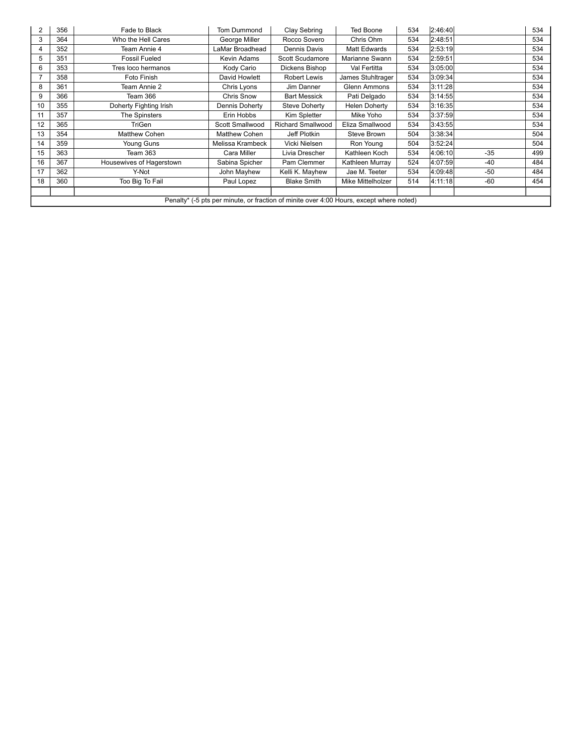| | | | | | | | | | |
|---|---|---|---|---|---|---|---|---|---|
| 2 | 356 | Fade to Black | Tom Dummond | Clay Sebring | Ted Boone | 534 | 2:46:40 | | 534 |
| 3 | 364 | Who the Hell Cares | George Miller | Rocco Sovero | Chris Ohm | 534 | 2:48:51 | | 534 |
| 4 | 352 | Team Annie 4 | LaMar Broadhead | Dennis Davis | Matt Edwards | 534 | 2:53:19 | | 534 |
| 5 | 351 | Fossil Fueled | Kevin Adams | Scott Scudamore | Marianne Swann | 534 | 2:59:51 | | 534 |
| 6 | 353 | Tres loco hermanos | Kody Cario | Dickens Bishop | Val Fertitta | 534 | 3:05:00 | | 534 |
| 7 | 358 | Foto Finish | David Howlett | Robert Lewis | James Stuhltrager | 534 | 3:09:34 | | 534 |
| 8 | 361 | Team Annie 2 | Chris Lyons | Jim Danner | Glenn Ammons | 534 | 3:11:28 | | 534 |
| 9 | 366 | Team 366 | Chris Snow | Bart Messick | Pati Delgado | 534 | 3:14:55 | | 534 |
| 10 | 355 | Doherty Fighting Irish | Dennis Doherty | Steve Doherty | Helen Doherty | 534 | 3:16:35 | | 534 |
| 11 | 357 | The Spinsters | Erin Hobbs | Kim Spletter | Mike Yoho | 534 | 3:37:59 | | 534 |
| 12 | 365 | TriGen | Scott Smallwood | Richard Smallwood | Eliza Smallwood | 534 | 3:43:55 | | 534 |
| 13 | 354 | Matthew Cohen | Matthew Cohen | Jeff Plotkin | Steve Brown | 504 | 3:38:34 | | 504 |
| 14 | 359 | Young Guns | Melissa Krambeck | Vicki Nielsen | Ron Young | 504 | 3:52:24 | | 504 |
| 15 | 363 | Team 363 | Cara Miller | Livia Drescher | Kathleen Koch | 534 | 4:06:10 | -35 | 499 |
| 16 | 367 | Housewives of Hagerstown | Sabina Spicher | Pam Clemmer | Kathleen Murray | 524 | 4:07:59 | -40 | 484 |
| 17 | 362 | Y-Not | John Mayhew | Kelli K. Mayhew | Jae M. Teeter | 534 | 4:09:48 | -50 | 484 |
| 18 | 360 | Too Big To Fail | Paul Lopez | Blake Smith | Mike Mittelholzer | 514 | 4:11:18 | -60 | 454 |
| | | | | | | | | | |

Penalty* (-5 pts per minute, or fraction of minite over 4:00 Hours, except where noted)